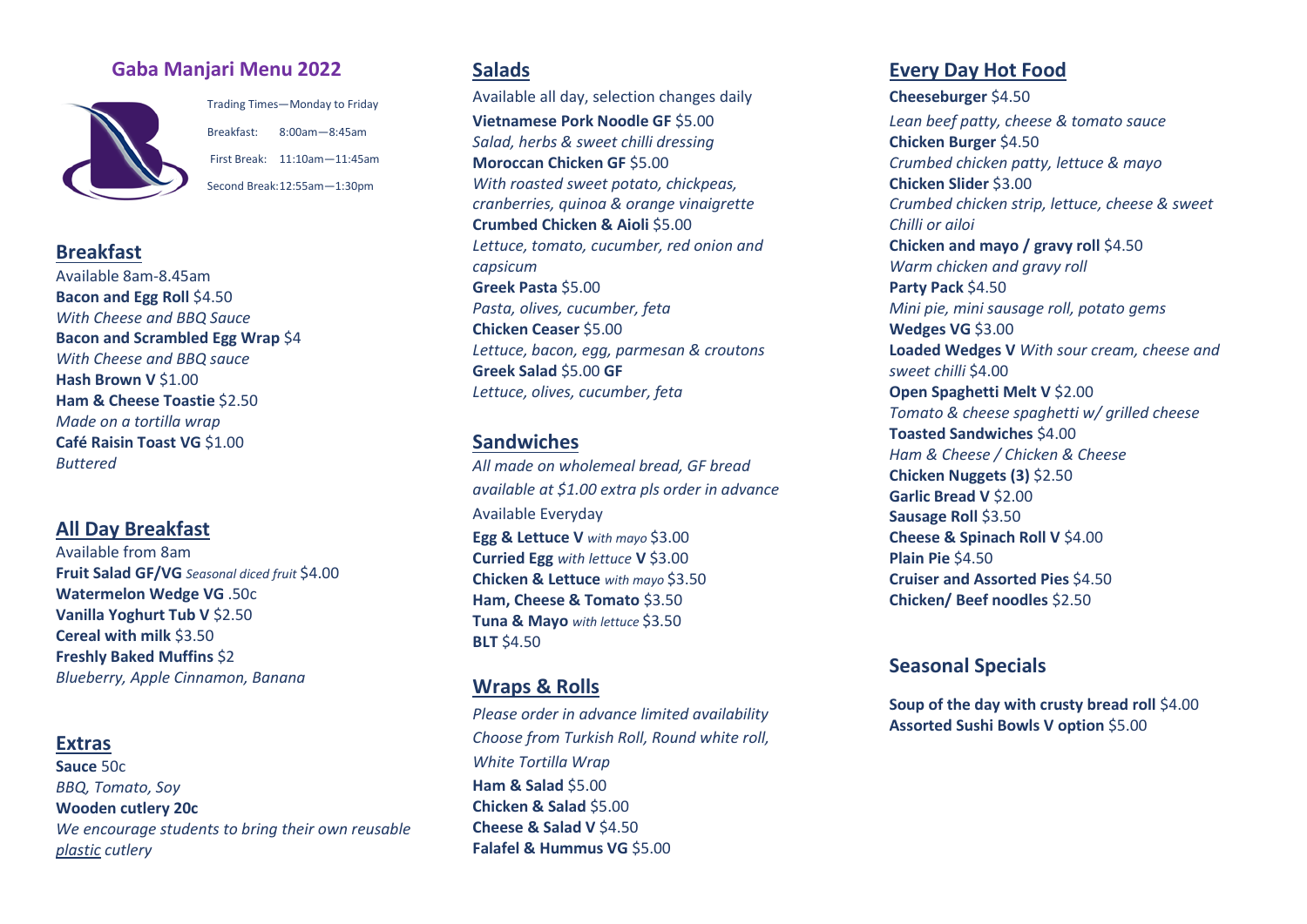# Gaba Manjari Menu 2022

Trading Times—Monday to Friday

Breakfast: 8:00am—8:45am

First Break: 11:10am—11:45am

Second Break: 12:55am—1:30pm

## Breakfast

Available 8am-8.45am

**Bacon and Egg Roll** $4.50
*With Cheese and BBQ Sauce*
**Bacon and Scrambled Egg Wrap** $4
*With Cheese and BBQ sauce*
**Hash Brown V** $1.00
**Ham & Cheese Toastie** $2.50
*Made on a tortilla wrap*
**Café Raisin Toast VG** $1.00
*Buttered*

## All Day Breakfast

Available from 8am

**Fruit Salad GF/VG** *Seasonal diced fruit* $4.00
**Watermelon Wedge VG** .50c
**Vanilla Yoghurt Tub V** $2.50
**Cereal with milk** $3.50
**Freshly Baked Muffins** $2
*Blueberry, Apple Cinnamon, Banana*

## Extras

**Sauce** 50c
*BBQ, Tomato, Soy*
**Wooden cutlery 20c**
*We encourage students to bring their own reusable plastic cutlery*

## Salads

Available all day, selection changes daily

**Vietnamese Pork Noodle GF** $5.00
*Salad, herbs & sweet chilli dressing*
**Moroccan Chicken GF** $5.00
*With roasted sweet potato, chickpeas, cranberries, quinoa & orange vinaigrette*
**Crumbed Chicken & Aioli** $5.00
*Lettuce, tomato, cucumber, red onion and capsicum*
**Greek Pasta** $5.00
*Pasta, olives, cucumber, feta*
**Chicken Ceaser** $5.00
*Lettuce, bacon, egg, parmesan & croutons*
**Greek Salad** $5.00 **GF**
*Lettuce, olives, cucumber, feta*

## Sandwiches

*All made on wholemeal bread, GF bread available at $1.00 extra pls order in advance*

Available Everyday

**Egg & Lettuce V** *with mayo* $3.00
**Curried Egg** *with lettuce* **V** $3.00
**Chicken & Lettuce** *with mayo* $3.50
**Ham, Cheese & Tomato** $3.50
**Tuna & Mayo** *with lettuce* $3.50
**BLT** $4.50

## Wraps & Rolls

*Please order in advance limited availability*
*Choose from Turkish Roll, Round white roll, White Tortilla Wrap*

**Ham & Salad** $5.00
**Chicken & Salad** $5.00
**Cheese & Salad V** $4.50
**Falafel & Hummus VG** $5.00

## Every Day Hot Food

**Cheeseburger** $4.50
*Lean beef patty, cheese & tomato sauce*
**Chicken Burger** $4.50
*Crumbed chicken patty, lettuce & mayo*
**Chicken Slider** $3.00
*Crumbed chicken strip, lettuce, cheese & sweet Chilli or ailoi*
**Chicken and mayo / gravy roll** $4.50
*Warm chicken and gravy roll*
**Party Pack** $4.50
*Mini pie, mini sausage roll, potato gems*
**Wedges VG** $3.00
**Loaded Wedges V** *With sour cream, cheese and sweet chilli* $4.00
**Open Spaghetti Melt V** $2.00
*Tomato & cheese spaghetti w/ grilled cheese*
**Toasted Sandwiches** $4.00
*Ham & Cheese / Chicken & Cheese*
**Chicken Nuggets (3)** $2.50
**Garlic Bread V** $2.00
**Sausage Roll** $3.50
**Cheese & Spinach Roll V** $4.00
**Plain Pie** $4.50
**Cruiser and Assorted Pies** $4.50
**Chicken/ Beef noodles** $2.50

## Seasonal Specials

**Soup of the day with crusty bread roll** $4.00
**Assorted Sushi Bowls V option** $5.00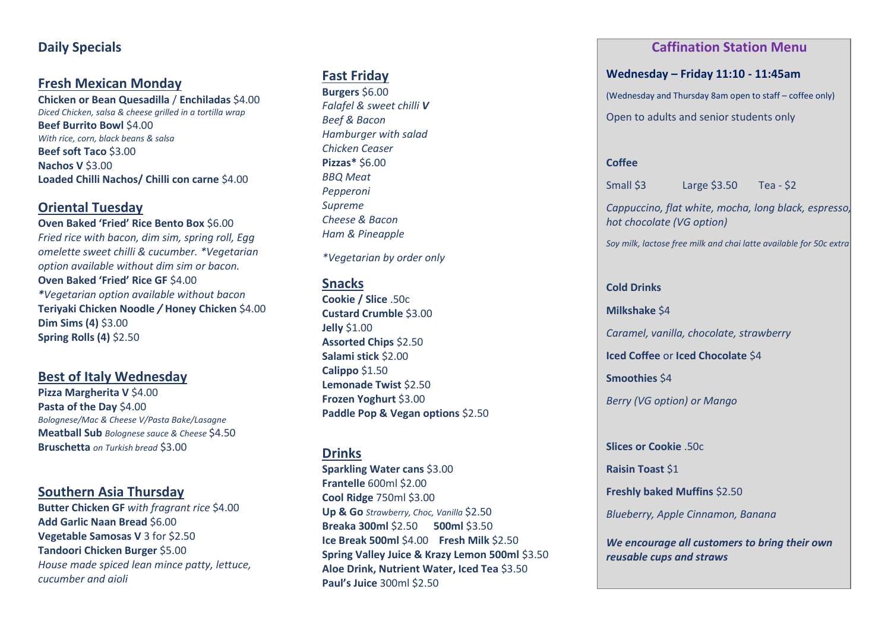## Daily Specials

### Fresh Mexican Monday

**Chicken or Bean Quesadilla** / **Enchiladas** $4.00
*Diced Chicken, salsa & cheese grilled in a tortilla wrap*
**Beef Burrito Bowl** $4.00
*With rice, corn, black beans & salsa*
**Beef soft Taco** $3.00
**Nachos V** $3.00
**Loaded Chilli Nachos/ Chilli con carne** $4.00

### Oriental Tuesday

**Oven Baked 'Fried' Rice Bento Box** $6.00
*Fried rice with bacon, dim sim, spring roll, Egg omelette sweet chilli & cucumber. *Vegetarian option available without dim sim or bacon.*
**Oven Baked 'Fried' Rice GF** $4.00
**Vegetarian option available without bacon*
**Teriyaki Chicken Noodle / Honey Chicken** $4.00
**Dim Sims (4)** $3.00
**Spring Rolls (4)** $2.50

### Best of Italy Wednesday

**Pizza Margherita V** $4.00
**Pasta of the Day** $4.00
*Bolognese/Mac & Cheese V/Pasta Bake/Lasagne*
**Meatball Sub** *Bolognese sauce & Cheese* $4.50
**Bruschetta** *on Turkish bread* $3.00

### Southern Asia Thursday

**Butter Chicken GF** *with fragrant rice* $4.00
**Add Garlic Naan Bread** $6.00
**Vegetable Samosas V** 3 for $2.50
**Tandoori Chicken Burger** $5.00
*House made spiced lean mince patty, lettuce, cucumber and aioli*

### Fast Friday

**Burgers** $6.00
*Falafel & sweet chilli **V***
*Beef & Bacon*
*Hamburger with salad*
*Chicken Ceaser*
**Pizzas*** $6.00
*BBQ Meat*
*Pepperoni*
*Supreme*
*Cheese & Bacon*
*Ham & Pineapple*

**Vegetarian by order only*

### Snacks

**Cookie / Slice** .50c
**Custard Crumble** $3.00
**Jelly** $1.00
**Assorted Chips** $2.50
**Salami stick** $2.00
**Calippo** $1.50
**Lemonade Twist** $2.50
**Frozen Yoghurt** $3.00
**Paddle Pop & Vegan options** $2.50

### Drinks

**Sparkling Water cans** $3.00
**Frantelle** 600ml $2.00
**Cool Ridge** 750ml $3.00
**Up & Go** *Strawberry, Choc, Vanilla* $2.50
**Breaka 300ml** $2.50 **500ml** $3.50
**Ice Break 500ml** $4.00 **Fresh Milk** $2.50
**Spring Valley Juice & Krazy Lemon 500ml** $3.50
**Aloe Drink, Nutrient Water, Iced Tea** $3.50
**Paul's Juice** 300ml $2.50

## Caffination Station Menu

**Wednesday – Friday 11:10 - 11:45am**

(Wednesday and Thursday 8am open to staff – coffee only)

Open to adults and senior students only

**Coffee**

Small $3 Large $3.50 Tea - $2

*Cappuccino, flat white, mocha, long black, espresso, hot chocolate (VG option)*

*Soy milk, lactose free milk and chai latte available for 50c extra*

**Cold Drinks**

**Milkshake** $4

*Caramel, vanilla, chocolate, strawberry*

**Iced Coffee** or **Iced Chocolate** $4

**Smoothies** $4

*Berry (VG option) or Mango*

**Slices or Cookie** .50c

**Raisin Toast** $1

**Freshly baked Muffins** $2.50

*Blueberry, Apple Cinnamon, Banana*

***We encourage all customers to bring their own reusable cups and straws***